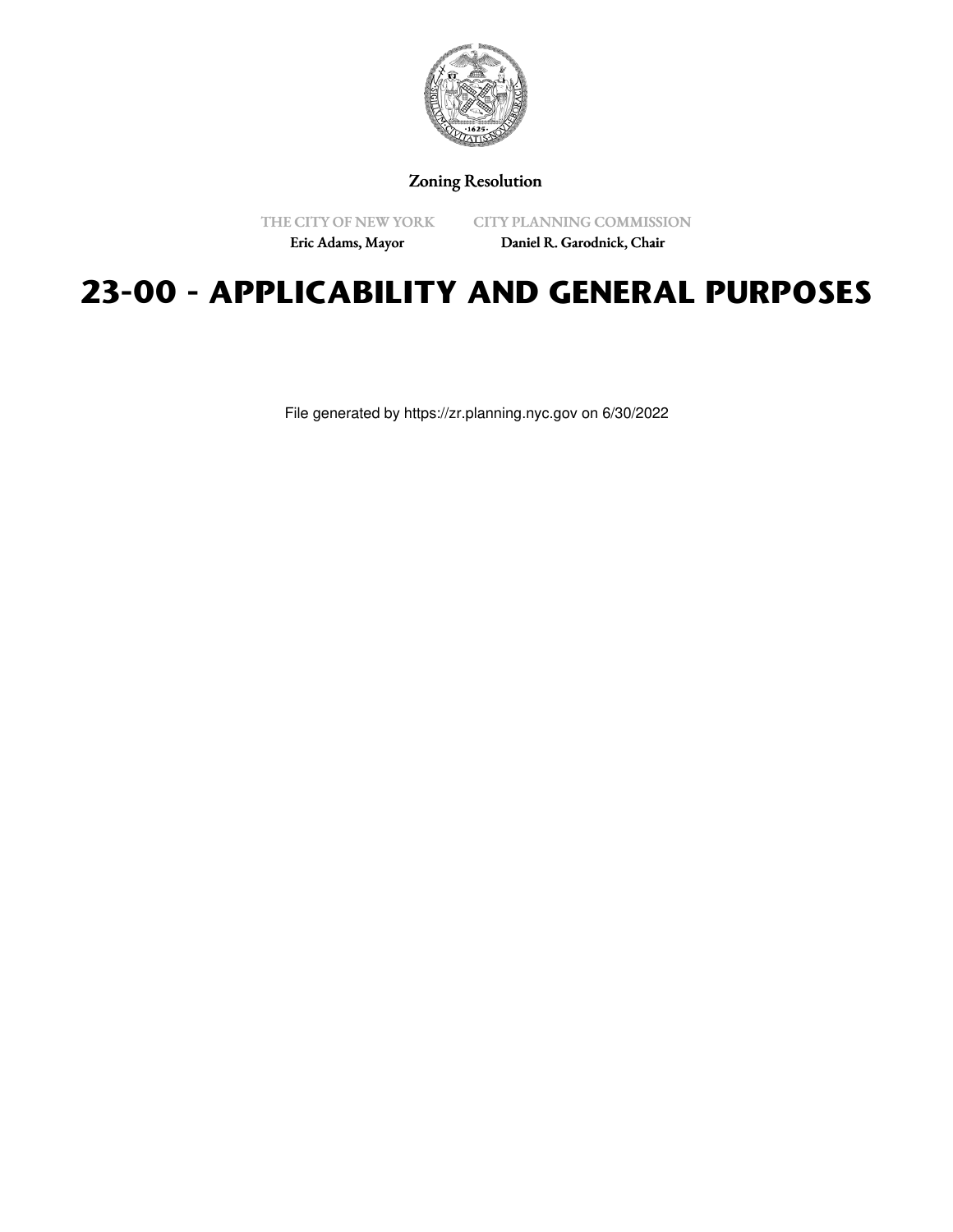Zoning Resolution

THE CITY OF NEW YORK
Eric Adams, Mayor

CITY PLANNING COMMISSION
Daniel R. Garodnick, Chair

# 23-00 - APPLICABILITY AND GENERAL PURPOSES

File generated by https://zr.planning.nyc.gov on 6/30/2022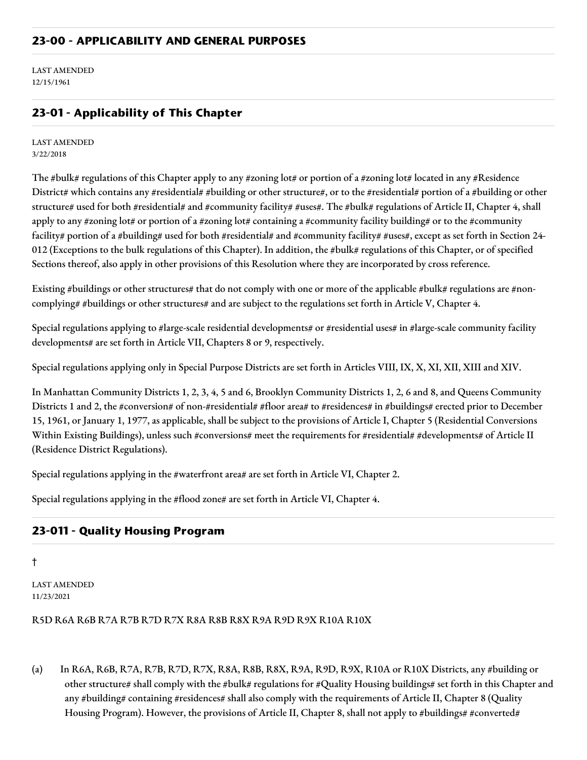## 23-00 - APPLICABILITY AND GENERAL PURPOSES

LAST AMENDED
12/15/1961

## 23-01 - Applicability of This Chapter

LAST AMENDED
3/22/2018

The #bulk# regulations of this Chapter apply to any #zoning lot# or portion of a #zoning lot# located in any #Residence District# which contains any #residential# #building or other structure#, or to the #residential# portion of a #building or other structure# used for both #residential# and #community facility# #uses#. The #bulk# regulations of Article II, Chapter 4, shall apply to any #zoning lot# or portion of a #zoning lot# containing a #community facility building# or to the #community facility# portion of a #building# used for both #residential# and #community facility# #uses#, except as set forth in Section 24-012 (Exceptions to the bulk regulations of this Chapter). In addition, the #bulk# regulations of this Chapter, or of specified Sections thereof, also apply in other provisions of this Resolution where they are incorporated by cross reference.

Existing #buildings or other structures# that do not comply with one or more of the applicable #bulk# regulations are #non-complying# #buildings or other structures# and are subject to the regulations set forth in Article V, Chapter 4.

Special regulations applying to #large-scale residential developments# or #residential uses# in #large-scale community facility developments# are set forth in Article VII, Chapters 8 or 9, respectively.

Special regulations applying only in Special Purpose Districts are set forth in Articles VIII, IX, X, XI, XII, XIII and XIV.

In Manhattan Community Districts 1, 2, 3, 4, 5 and 6, Brooklyn Community Districts 1, 2, 6 and 8, and Queens Community Districts 1 and 2, the #conversion# of non-#residential# #floor area# to #residences# in #buildings# erected prior to December 15, 1961, or January 1, 1977, as applicable, shall be subject to the provisions of Article I, Chapter 5 (Residential Conversions Within Existing Buildings), unless such #conversions# meet the requirements for #residential# #developments# of Article II (Residence District Regulations).

Special regulations applying in the #waterfront area# are set forth in Article VI, Chapter 2.

Special regulations applying in the #flood zone# are set forth in Article VI, Chapter 4.

## 23-011 - Quality Housing Program

†

LAST AMENDED
11/23/2021

R5D R6A R6B R7A R7B R7D R7X R8A R8B R8X R9A R9D R9X R10A R10X

(a) In R6A, R6B, R7A, R7B, R7D, R7X, R8A, R8B, R8X, R9A, R9D, R9X, R10A or R10X Districts, any #building or other structure# shall comply with the #bulk# regulations for #Quality Housing buildings# set forth in this Chapter and any #building# containing #residences# shall also comply with the requirements of Article II, Chapter 8 (Quality Housing Program). However, the provisions of Article II, Chapter 8, shall not apply to #buildings# #converted#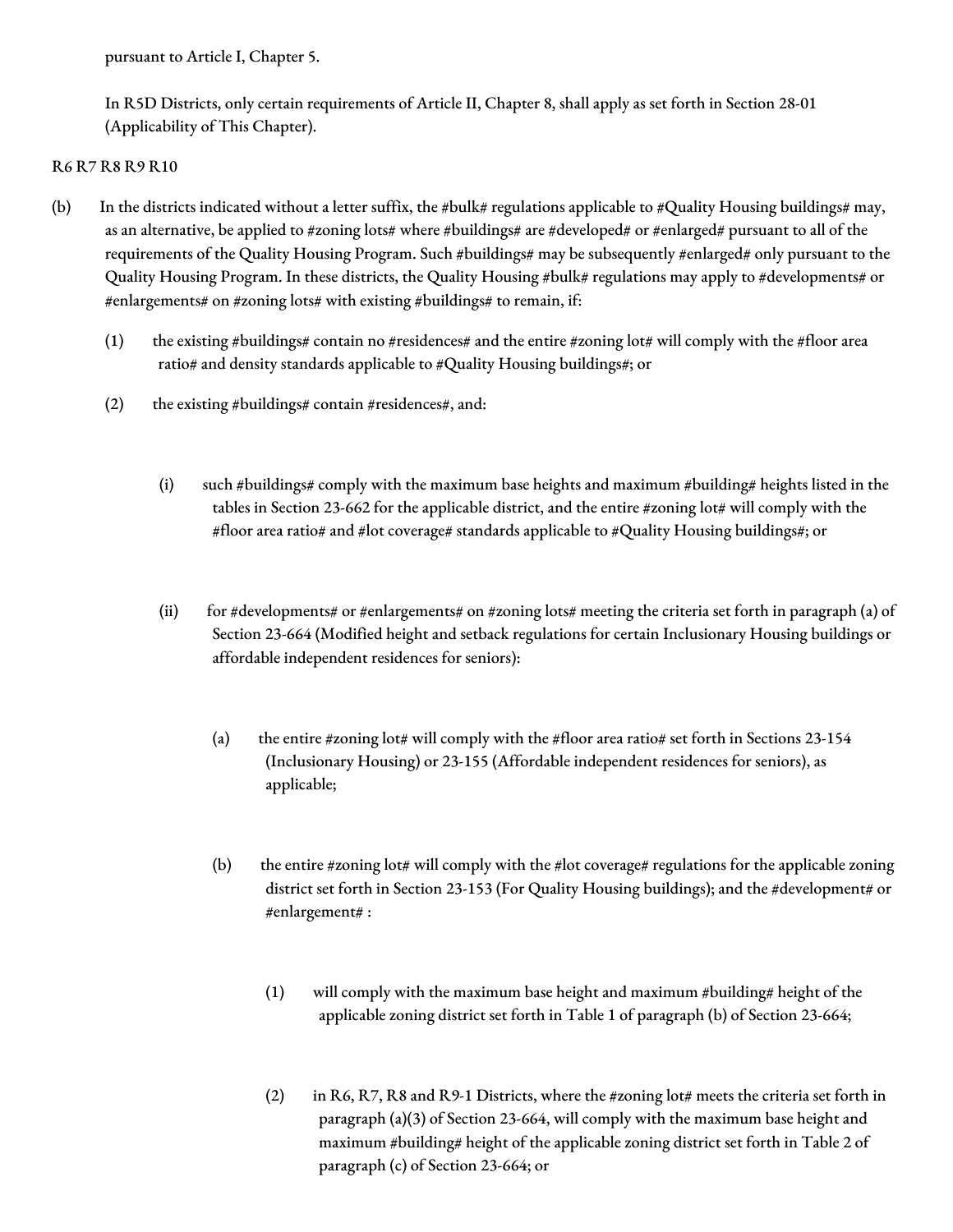pursuant to Article I, Chapter 5.

In R5D Districts, only certain requirements of Article II, Chapter 8, shall apply as set forth in Section 28-01 (Applicability of This Chapter).

R6 R7 R8 R9 R10

(b) In the districts indicated without a letter suffix, the #bulk# regulations applicable to #Quality Housing buildings# may, as an alternative, be applied to #zoning lots# where #buildings# are #developed# or #enlarged# pursuant to all of the requirements of the Quality Housing Program. Such #buildings# may be subsequently #enlarged# only pursuant to the Quality Housing Program. In these districts, the Quality Housing #bulk# regulations may apply to #developments# or #enlargements# on #zoning lots# with existing #buildings# to remain, if:

(1) the existing #buildings# contain no #residences# and the entire #zoning lot# will comply with the #floor area ratio# and density standards applicable to #Quality Housing buildings#; or

(2) the existing #buildings# contain #residences#, and:

(i) such #buildings# comply with the maximum base heights and maximum #building# heights listed in the tables in Section 23-662 for the applicable district, and the entire #zoning lot# will comply with the #floor area ratio# and #lot coverage# standards applicable to #Quality Housing buildings#; or

(ii) for #developments# or #enlargements# on #zoning lots# meeting the criteria set forth in paragraph (a) of Section 23-664 (Modified height and setback regulations for certain Inclusionary Housing buildings or affordable independent residences for seniors):

(a) the entire #zoning lot# will comply with the #floor area ratio# set forth in Sections 23-154 (Inclusionary Housing) or 23-155 (Affordable independent residences for seniors), as applicable;

(b) the entire #zoning lot# will comply with the #lot coverage# regulations for the applicable zoning district set forth in Section 23-153 (For Quality Housing buildings); and the #development# or #enlargement# :

(1) will comply with the maximum base height and maximum #building# height of the applicable zoning district set forth in Table 1 of paragraph (b) of Section 23-664;

(2) in R6, R7, R8 and R9-1 Districts, where the #zoning lot# meets the criteria set forth in paragraph (a)(3) of Section 23-664, will comply with the maximum base height and maximum #building# height of the applicable zoning district set forth in Table 2 of paragraph (c) of Section 23-664; or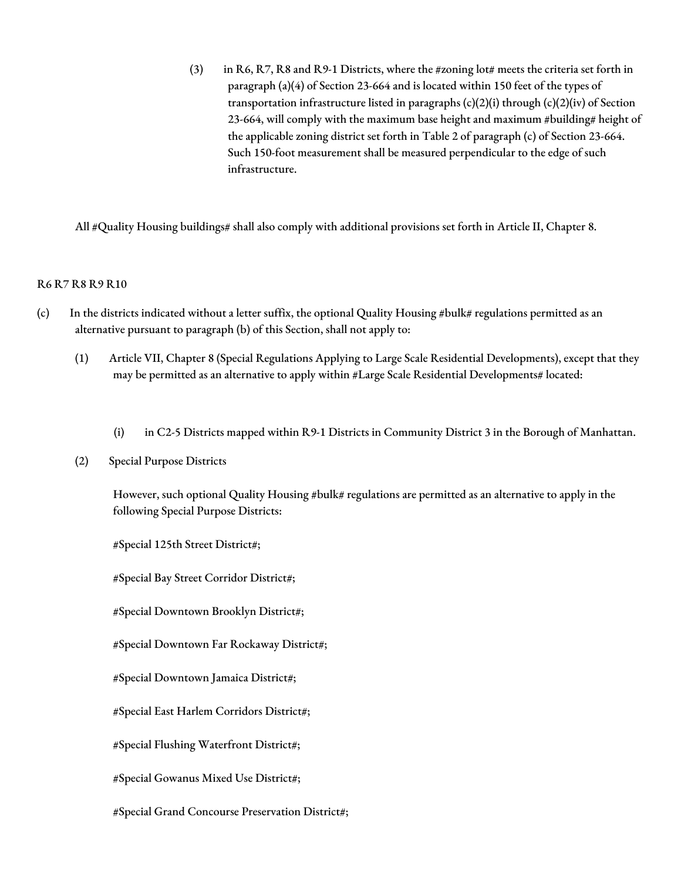(3) in R6, R7, R8 and R9-1 Districts, where the #zoning lot# meets the criteria set forth in paragraph (a)(4) of Section 23-664 and is located within 150 feet of the types of transportation infrastructure listed in paragraphs (c)(2)(i) through (c)(2)(iv) of Section 23-664, will comply with the maximum base height and maximum #building# height of the applicable zoning district set forth in Table 2 of paragraph (c) of Section 23-664. Such 150-foot measurement shall be measured perpendicular to the edge of such infrastructure.

All #Quality Housing buildings# shall also comply with additional provisions set forth in Article II, Chapter 8.

R6 R7 R8 R9 R10

(c) In the districts indicated without a letter suffix, the optional Quality Housing #bulk# regulations permitted as an alternative pursuant to paragraph (b) of this Section, shall not apply to:

(1) Article VII, Chapter 8 (Special Regulations Applying to Large Scale Residential Developments), except that they may be permitted as an alternative to apply within #Large Scale Residential Developments# located:

(i) in C2-5 Districts mapped within R9-1 Districts in Community District 3 in the Borough of Manhattan.

(2) Special Purpose Districts

However, such optional Quality Housing #bulk# regulations are permitted as an alternative to apply in the following Special Purpose Districts:

#Special 125th Street District#;

#Special Bay Street Corridor District#;

#Special Downtown Brooklyn District#;

#Special Downtown Far Rockaway District#;

#Special Downtown Jamaica District#;

#Special East Harlem Corridors District#;

#Special Flushing Waterfront District#;

#Special Gowanus Mixed Use District#;

#Special Grand Concourse Preservation District#;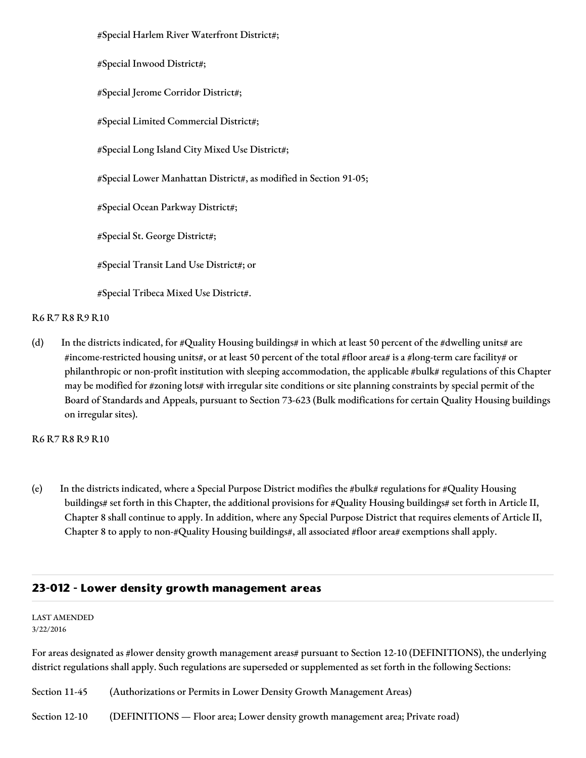#Special Harlem River Waterfront District#;

#Special Inwood District#;

#Special Jerome Corridor District#;

#Special Limited Commercial District#;

#Special Long Island City Mixed Use District#;

#Special Lower Manhattan District#, as modified in Section 91-05;

#Special Ocean Parkway District#;

#Special St. George District#;

#Special Transit Land Use District#; or

#Special Tribeca Mixed Use District#.

R6 R7 R8 R9 R10

(d) In the districts indicated, for #Quality Housing buildings# in which at least 50 percent of the #dwelling units# are #income-restricted housing units#, or at least 50 percent of the total #floor area# is a #long-term care facility# or philanthropic or non-profit institution with sleeping accommodation, the applicable #bulk# regulations of this Chapter may be modified for #zoning lots# with irregular site conditions or site planning constraints by special permit of the Board of Standards and Appeals, pursuant to Section 73-623 (Bulk modifications for certain Quality Housing buildings on irregular sites).

R6 R7 R8 R9 R10

(e) In the districts indicated, where a Special Purpose District modifies the #bulk# regulations for #Quality Housing buildings# set forth in this Chapter, the additional provisions for #Quality Housing buildings# set forth in Article II, Chapter 8 shall continue to apply. In addition, where any Special Purpose District that requires elements of Article II, Chapter 8 to apply to non-#Quality Housing buildings#, all associated #floor area# exemptions shall apply.

## 23-012 - Lower density growth management areas

LAST AMENDED
3/22/2016

For areas designated as #lower density growth management areas# pursuant to Section 12-10 (DEFINITIONS), the underlying district regulations shall apply. Such regulations are superseded or supplemented as set forth in the following Sections:

Section 11-45 (Authorizations or Permits in Lower Density Growth Management Areas)

Section 12-10 (DEFINITIONS — Floor area; Lower density growth management area; Private road)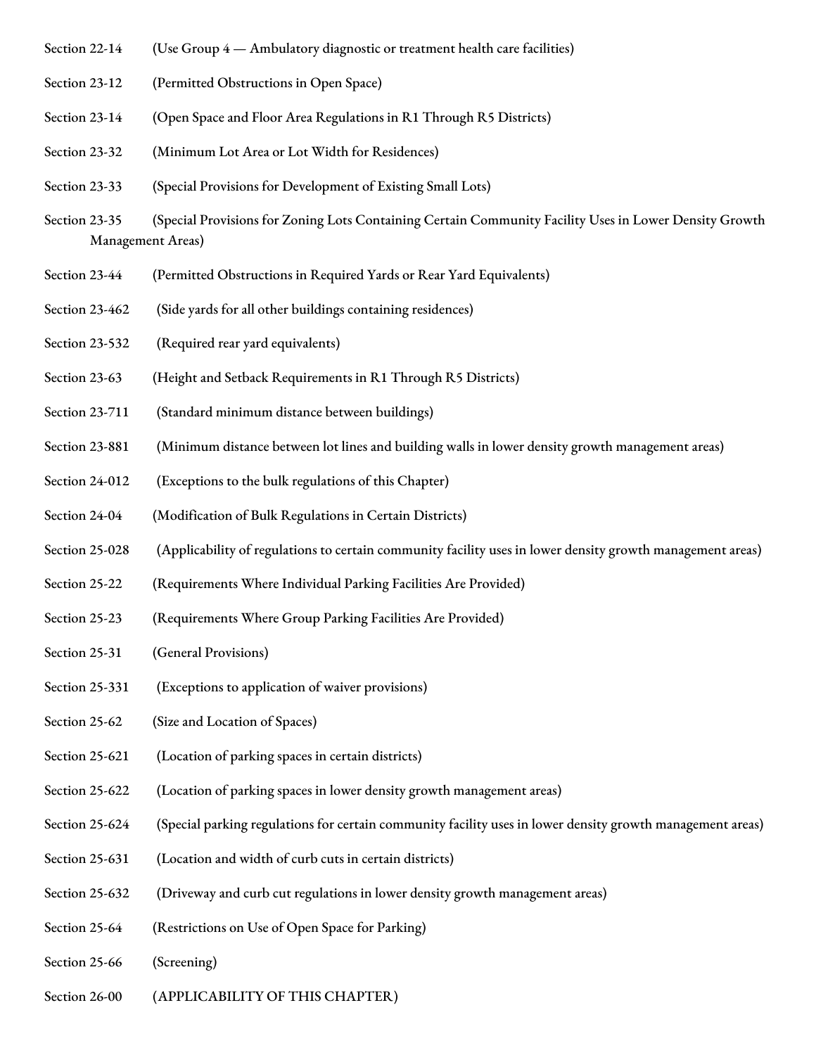Section 22-14 (Use Group 4 — Ambulatory diagnostic or treatment health care facilities)

Section 23-12 (Permitted Obstructions in Open Space)

Section 23-14 (Open Space and Floor Area Regulations in R1 Through R5 Districts)

Section 23-32 (Minimum Lot Area or Lot Width for Residences)

Section 23-33 (Special Provisions for Development of Existing Small Lots)

Section 23-35 (Special Provisions for Zoning Lots Containing Certain Community Facility Uses in Lower Density Growth Management Areas)

Section 23-44 (Permitted Obstructions in Required Yards or Rear Yard Equivalents)

Section 23-462 (Side yards for all other buildings containing residences)

Section 23-532 (Required rear yard equivalents)

Section 23-63 (Height and Setback Requirements in R1 Through R5 Districts)

Section 23-711 (Standard minimum distance between buildings)

Section 23-881 (Minimum distance between lot lines and building walls in lower density growth management areas)

Section 24-012 (Exceptions to the bulk regulations of this Chapter)

Section 24-04 (Modification of Bulk Regulations in Certain Districts)

Section 25-028 (Applicability of regulations to certain community facility uses in lower density growth management areas)

Section 25-22 (Requirements Where Individual Parking Facilities Are Provided)

Section 25-23 (Requirements Where Group Parking Facilities Are Provided)

Section 25-31 (General Provisions)

Section 25-331 (Exceptions to application of waiver provisions)

Section 25-62 (Size and Location of Spaces)

Section 25-621 (Location of parking spaces in certain districts)

Section 25-622 (Location of parking spaces in lower density growth management areas)

Section 25-624 (Special parking regulations for certain community facility uses in lower density growth management areas)

Section 25-631 (Location and width of curb cuts in certain districts)

Section 25-632 (Driveway and curb cut regulations in lower density growth management areas)

Section 25-64 (Restrictions on Use of Open Space for Parking)

Section 25-66 (Screening)

Section 26-00 (APPLICABILITY OF THIS CHAPTER)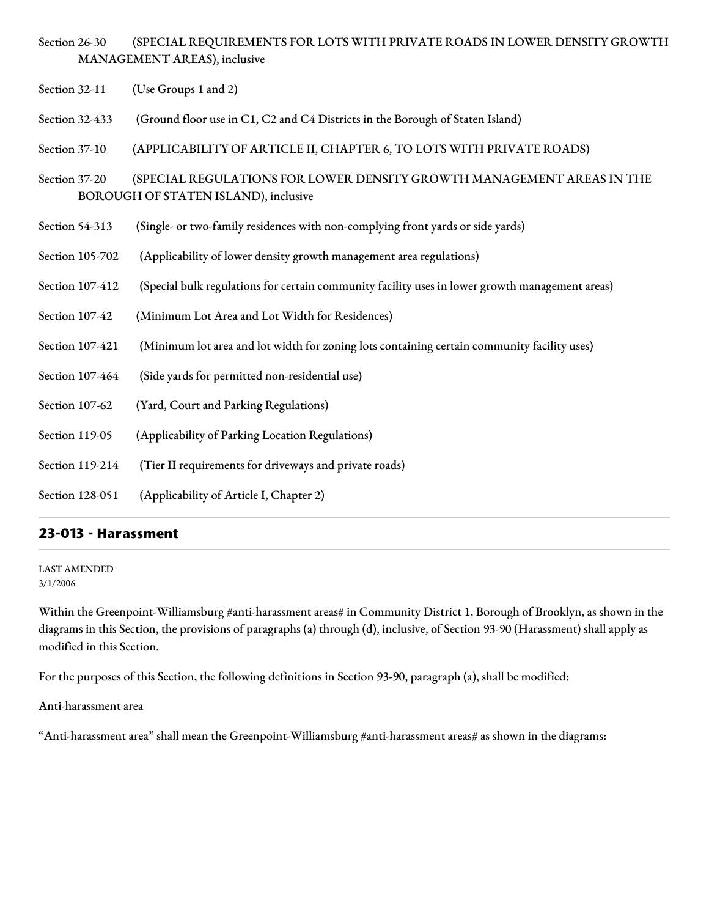Section 26-30 (SPECIAL REQUIREMENTS FOR LOTS WITH PRIVATE ROADS IN LOWER DENSITY GROWTH MANAGEMENT AREAS), inclusive

Section 32-11 (Use Groups 1 and 2)

Section 32-433 (Ground floor use in C1, C2 and C4 Districts in the Borough of Staten Island)

Section 37-10 (APPLICABILITY OF ARTICLE II, CHAPTER 6, TO LOTS WITH PRIVATE ROADS)

Section 37-20 (SPECIAL REGULATIONS FOR LOWER DENSITY GROWTH MANAGEMENT AREAS IN THE BOROUGH OF STATEN ISLAND), inclusive

Section 54-313 (Single- or two-family residences with non-complying front yards or side yards)

Section 105-702 (Applicability of lower density growth management area regulations)

Section 107-412 (Special bulk regulations for certain community facility uses in lower growth management areas)

Section 107-42 (Minimum Lot Area and Lot Width for Residences)

Section 107-421 (Minimum lot area and lot width for zoning lots containing certain community facility uses)

Section 107-464 (Side yards for permitted non-residential use)

Section 107-62 (Yard, Court and Parking Regulations)

Section 119-05 (Applicability of Parking Location Regulations)

Section 119-214 (Tier II requirements for driveways and private roads)

Section 128-051 (Applicability of Article I, Chapter 2)

## 23-013 - Harassment

LAST AMENDED
3/1/2006

Within the Greenpoint-Williamsburg #anti-harassment areas# in Community District 1, Borough of Brooklyn, as shown in the diagrams in this Section, the provisions of paragraphs (a) through (d), inclusive, of Section 93-90 (Harassment) shall apply as modified in this Section.

For the purposes of this Section, the following definitions in Section 93-90, paragraph (a), shall be modified:

Anti-harassment area

"Anti-harassment area" shall mean the Greenpoint-Williamsburg #anti-harassment areas# as shown in the diagrams: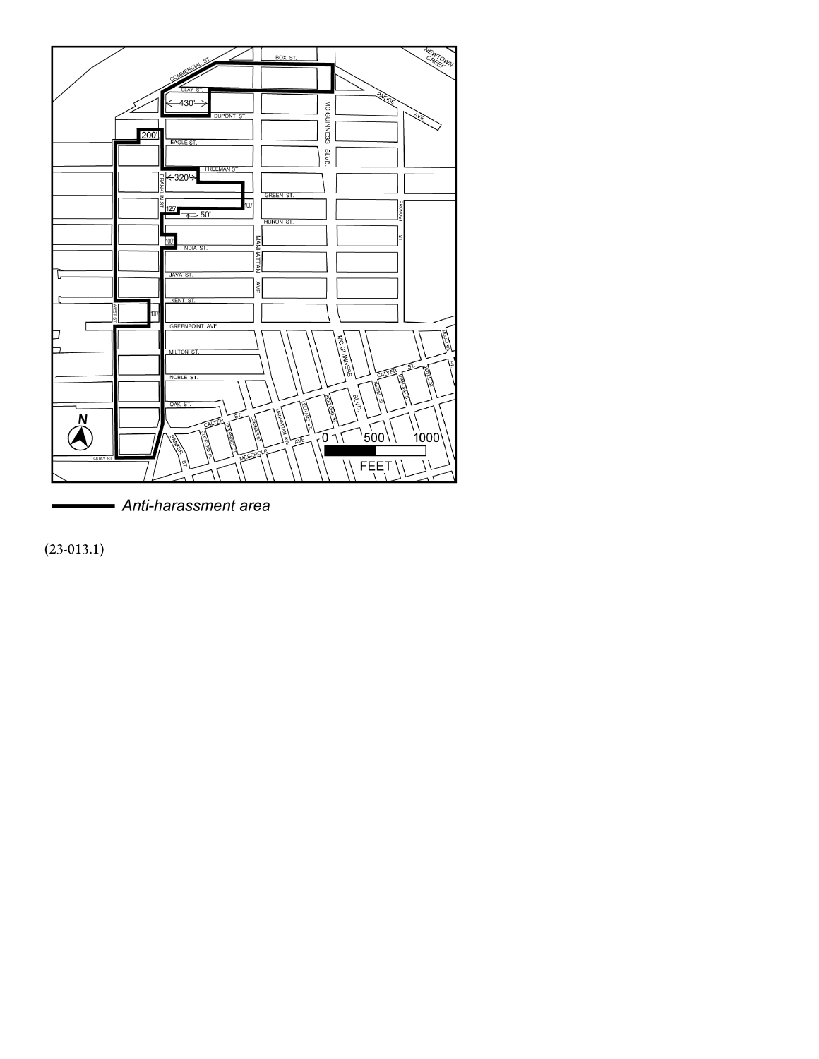Anti-harassment area

(23-013.1)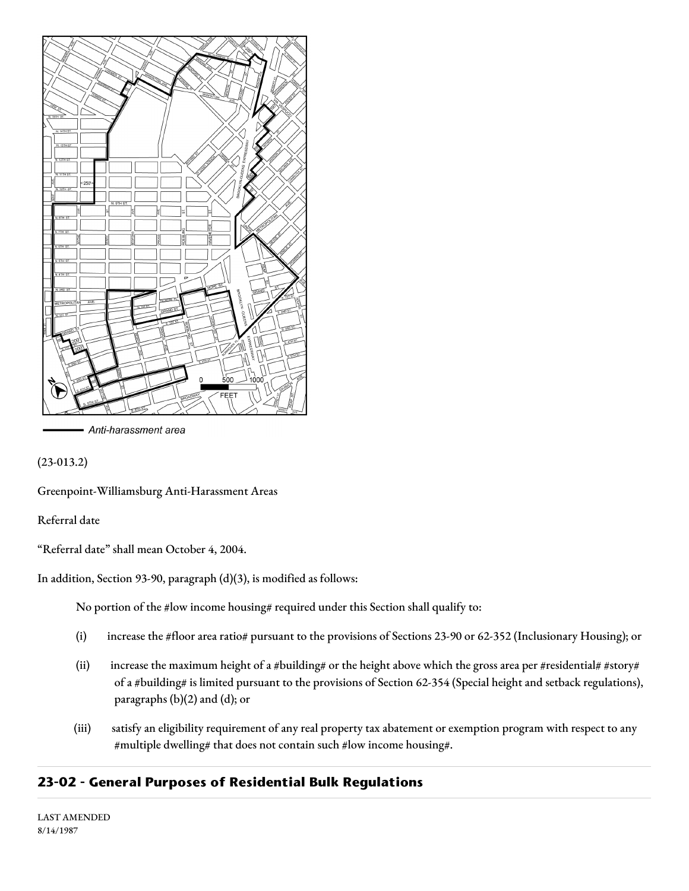Anti-harassment area

(23-013.2)

Greenpoint-Williamsburg Anti-Harassment Areas

Referral date

"Referral date" shall mean October 4, 2004.

In addition, Section 93-90, paragraph (d)(3), is modified as follows:

> No portion of the #low income housing# required under this Section shall qualify to:
>
> (i) increase the #floor area ratio# pursuant to the provisions of Sections 23-90 or 62-352 (Inclusionary Housing); or
>
> (ii) increase the maximum height of a #building# or the height above which the gross area per #residential# #story# of a #building# is limited pursuant to the provisions of Section 62-354 (Special height and setback regulations), paragraphs (b)(2) and (d); or
>
> (iii) satisfy an eligibility requirement of any real property tax abatement or exemption program with respect to any #multiple dwelling# that does not contain such #low income housing#.

## 23-02 - General Purposes of Residential Bulk Regulations

LAST AMENDED
8/14/1987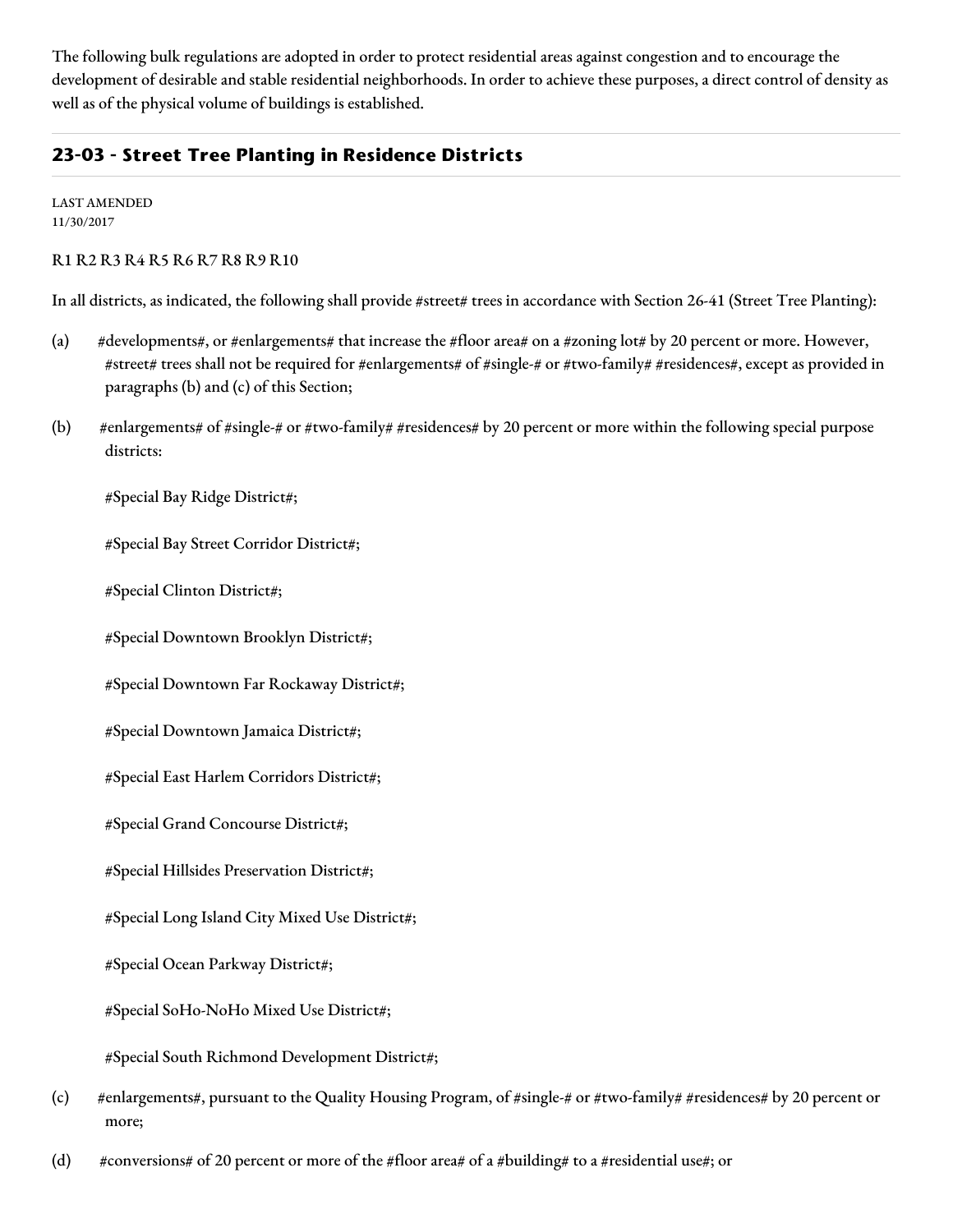The following bulk regulations are adopted in order to protect residential areas against congestion and to encourage the development of desirable and stable residential neighborhoods. In order to achieve these purposes, a direct control of density as well as of the physical volume of buildings is established.

## 23-03 - Street Tree Planting in Residence Districts

LAST AMENDED
11/30/2017

R1 R2 R3 R4 R5 R6 R7 R8 R9 R10

In all districts, as indicated, the following shall provide #street# trees in accordance with Section 26-41 (Street Tree Planting):

(a) #developments#, or #enlargements# that increase the #floor area# on a #zoning lot# by 20 percent or more. However, #street# trees shall not be required for #enlargements# of #single-# or #two-family# #residences#, except as provided in paragraphs (b) and (c) of this Section;

(b) #enlargements# of #single-# or #two-family# #residences# by 20 percent or more within the following special purpose districts:

#Special Bay Ridge District#;

#Special Bay Street Corridor District#;

#Special Clinton District#;

#Special Downtown Brooklyn District#;

#Special Downtown Far Rockaway District#;

#Special Downtown Jamaica District#;

#Special East Harlem Corridors District#;

#Special Grand Concourse District#;

#Special Hillsides Preservation District#;

#Special Long Island City Mixed Use District#;

#Special Ocean Parkway District#;

#Special SoHo-NoHo Mixed Use District#;

#Special South Richmond Development District#;

(c) #enlargements#, pursuant to the Quality Housing Program, of #single-# or #two-family# #residences# by 20 percent or more;

(d) #conversions# of 20 percent or more of the #floor area# of a #building# to a #residential use#; or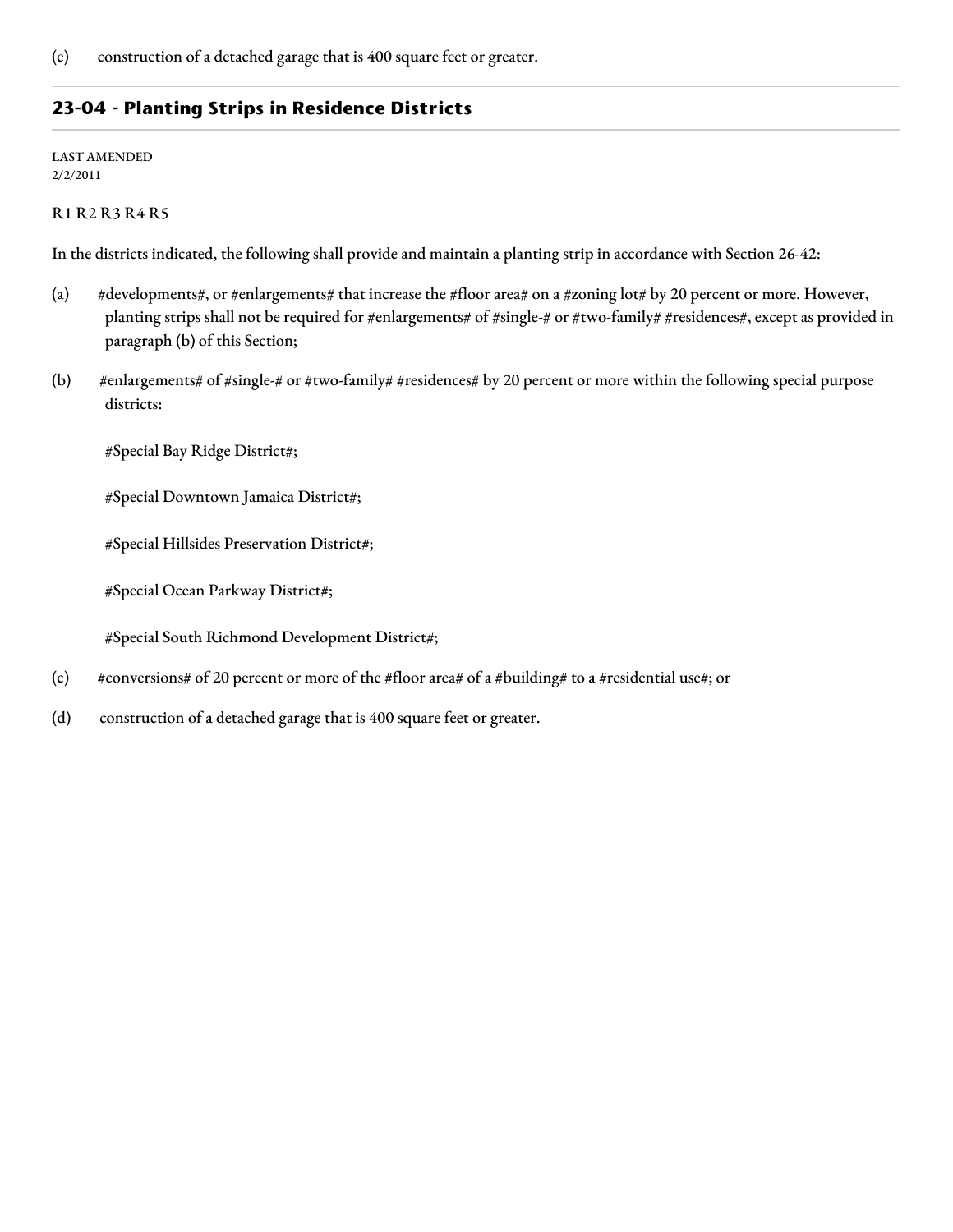(e) construction of a detached garage that is 400 square feet or greater.

## 23-04 - Planting Strips in Residence Districts

LAST AMENDED
2/2/2011

R1 R2 R3 R4 R5

In the districts indicated, the following shall provide and maintain a planting strip in accordance with Section 26-42:

(a) #developments#, or #enlargements# that increase the #floor area# on a #zoning lot# by 20 percent or more. However, planting strips shall not be required for #enlargements# of #single-# or #two-family# #residences#, except as provided in paragraph (b) of this Section;

(b) #enlargements# of #single-# or #two-family# #residences# by 20 percent or more within the following special purpose districts:

#Special Bay Ridge District#;

#Special Downtown Jamaica District#;

#Special Hillsides Preservation District#;

#Special Ocean Parkway District#;

#Special South Richmond Development District#;

(c) #conversions# of 20 percent or more of the #floor area# of a #building# to a #residential use#; or

(d) construction of a detached garage that is 400 square feet or greater.